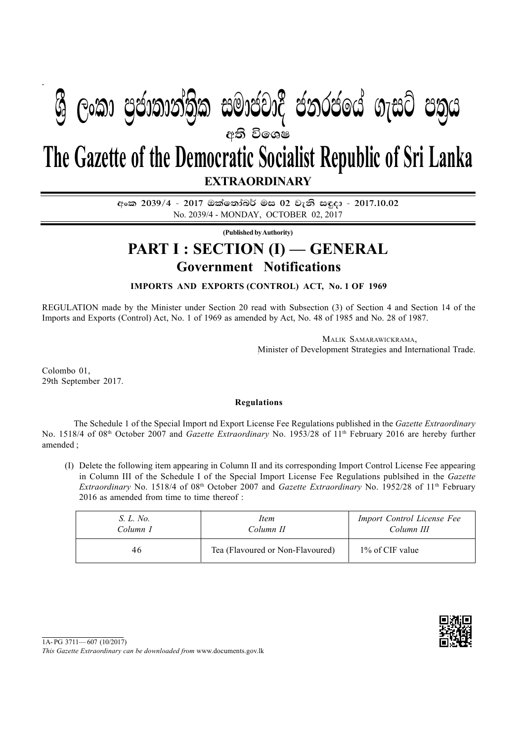# ශ්‍රී ලංකා ප්‍රජාතාන්ත්‍රික සමාජවාදී ජනරජයේ ගැසට් පත්‍රය

අති විශෙෂ

# The Gazette of the Democratic Socialist Republic of Sri Lanka

**EXTRAORDINARY**

අංක 2039/4 - 2017 ඔක්තෝබර් මස 02 වැනි සඳුදා - 2017.10.02
No. 2039/4 - MONDAY, OCTOBER 02, 2017

**(Published by Authority)**

## PART I : SECTION (I) — GENERAL

### Government Notifications

**IMPORTS AND EXPORTS (CONTROL) ACT, No. 1 OF 1969**

REGULATION made by the Minister under Section 20 read with Subsection (3) of Section 4 and Section 14 of the Imports and Exports (Control) Act, No. 1 of 1969 as amended by Act, No. 48 of 1985 and No. 28 of 1987.

MALIK SAMARAWICKRAMA,
Minister of Development Strategies and International Trade.

Colombo 01,
29th September 2017.

**Regulations**

The Schedule 1 of the Special Import nd Export License Fee Regulations published in the *Gazette Extraordinary* No. 1518/4 of 08th October 2007 and *Gazette Extraordinary* No. 1953/28 of 11th February 2016 are hereby further amended ;

(I) Delete the following item appearing in Column II and its corresponding Import Control License Fee appearing in Column III of the Schedule I of the Special Import License Fee Regulations publsihed in the *Gazette Extraordinary* No. 1518/4 of 08th October 2007 and *Gazette Extraordinary* No. 1952/28 of 11th February 2016 as amended from time to time thereof :

| *S. L. No.* *Column I* | *Item* *Column II* | *Import Control License Fee* *Column III* |
|---|---|---|
| 46 | Tea (Flavoured or Non-Flavoured) | 1% of CIF value |

1A- PG 3711— 607 (10/2017)

*This Gazette Extraordinary can be downloaded from* www.documents.gov.lk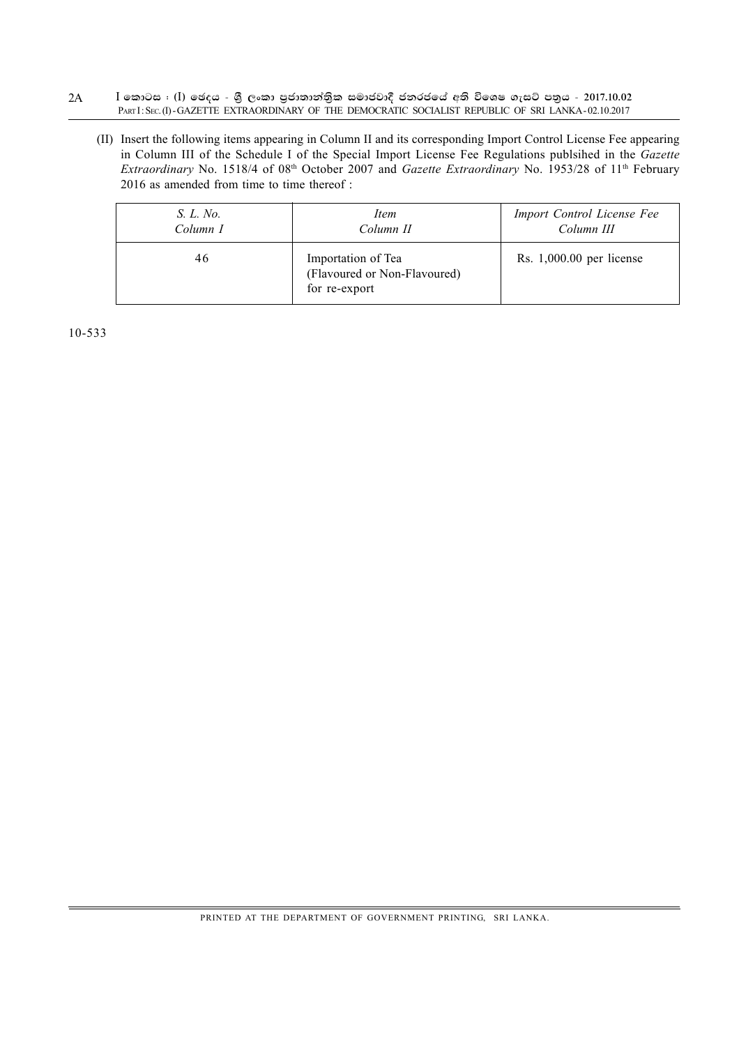(II) Insert the following items appearing in Column II and its corresponding Import Control License Fee appearing in Column III of the Schedule I of the Special Import License Fee Regulations publsihed in the *Gazette Extraordinary* No. 1518/4 of 08th October 2007 and *Gazette Extraordinary* No. 1953/28 of 11th February 2016 as amended from time to time thereof :

| *S. L. No.* *Column I* | *Item* *Column II* | *Import Control License Fee* *Column III* |
|---|---|---|
| 46 | Importation of Tea (Flavoured or Non-Flavoured) for re-export | Rs. 1,000.00 per license |

10-533

PRINTED AT THE DEPARTMENT OF GOVERNMENT PRINTING, SRI LANKA.